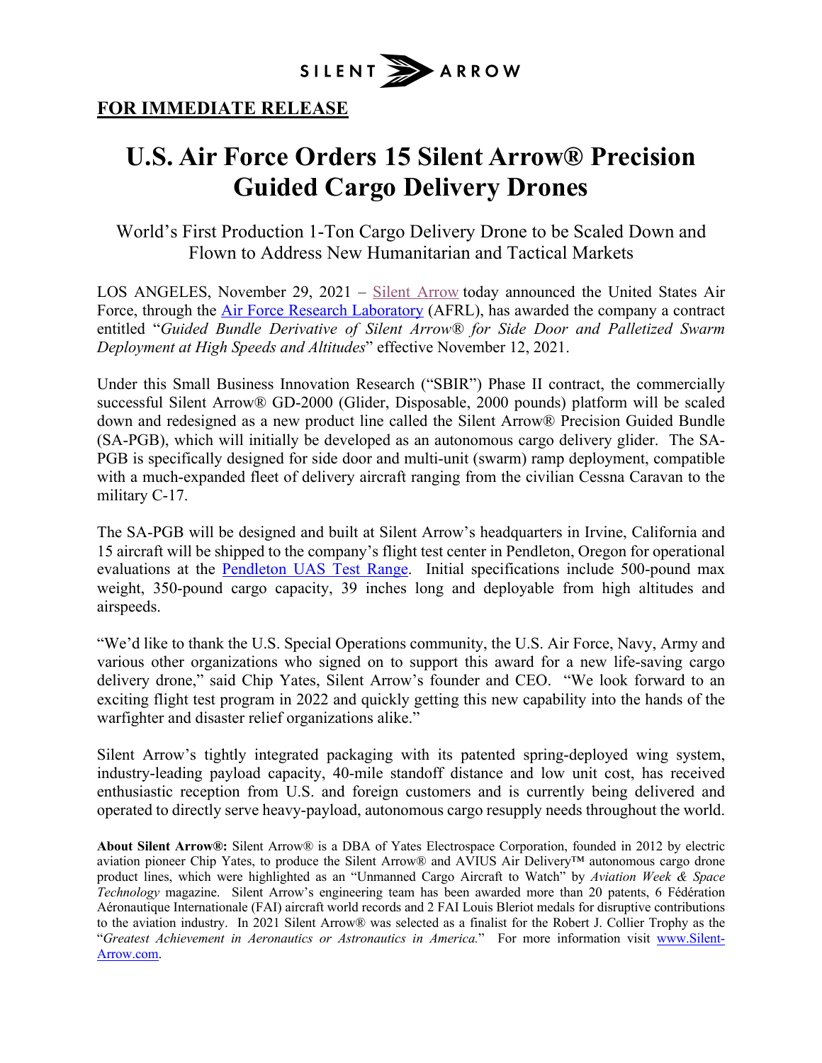SILENT ARROW

**FOR IMMEDIATE RELEASE**

# U.S. Air Force Orders 15 Silent Arrow® Precision Guided Cargo Delivery Drones

## World's First Production 1-Ton Cargo Delivery Drone to be Scaled Down and Flown to Address New Humanitarian and Tactical Markets

LOS ANGELES, November 29, 2021 – Silent Arrow today announced the United States Air Force, through the Air Force Research Laboratory (AFRL), has awarded the company a contract entitled "*Guided Bundle Derivative of Silent Arrow® for Side Door and Palletized Swarm Deployment at High Speeds and Altitudes*" effective November 12, 2021.

Under this Small Business Innovation Research ("SBIR") Phase II contract, the commercially successful Silent Arrow® GD-2000 (Glider, Disposable, 2000 pounds) platform will be scaled down and redesigned as a new product line called the Silent Arrow® Precision Guided Bundle (SA-PGB), which will initially be developed as an autonomous cargo delivery glider. The SA-PGB is specifically designed for side door and multi-unit (swarm) ramp deployment, compatible with a much-expanded fleet of delivery aircraft ranging from the civilian Cessna Caravan to the military C-17.

The SA-PGB will be designed and built at Silent Arrow's headquarters in Irvine, California and 15 aircraft will be shipped to the company's flight test center in Pendleton, Oregon for operational evaluations at the Pendleton UAS Test Range. Initial specifications include 500-pound max weight, 350-pound cargo capacity, 39 inches long and deployable from high altitudes and airspeeds.

"We'd like to thank the U.S. Special Operations community, the U.S. Air Force, Navy, Army and various other organizations who signed on to support this award for a new life-saving cargo delivery drone," said Chip Yates, Silent Arrow's founder and CEO. "We look forward to an exciting flight test program in 2022 and quickly getting this new capability into the hands of the warfighter and disaster relief organizations alike."

Silent Arrow's tightly integrated packaging with its patented spring-deployed wing system, industry-leading payload capacity, 40-mile standoff distance and low unit cost, has received enthusiastic reception from U.S. and foreign customers and is currently being delivered and operated to directly serve heavy-payload, autonomous cargo resupply needs throughout the world.

**About Silent Arrow®:** Silent Arrow® is a DBA of Yates Electrospace Corporation, founded in 2012 by electric aviation pioneer Chip Yates, to produce the Silent Arrow® and AVIUS Air Delivery™ autonomous cargo drone product lines, which were highlighted as an "Unmanned Cargo Aircraft to Watch" by *Aviation Week & Space Technology* magazine. Silent Arrow's engineering team has been awarded more than 20 patents, 6 Fédération Aéronautique Internationale (FAI) aircraft world records and 2 FAI Louis Bleriot medals for disruptive contributions to the aviation industry. In 2021 Silent Arrow® was selected as a finalist for the Robert J. Collier Trophy as the "*Greatest Achievement in Aeronautics or Astronautics in America.*" For more information visit www.Silent-Arrow.com.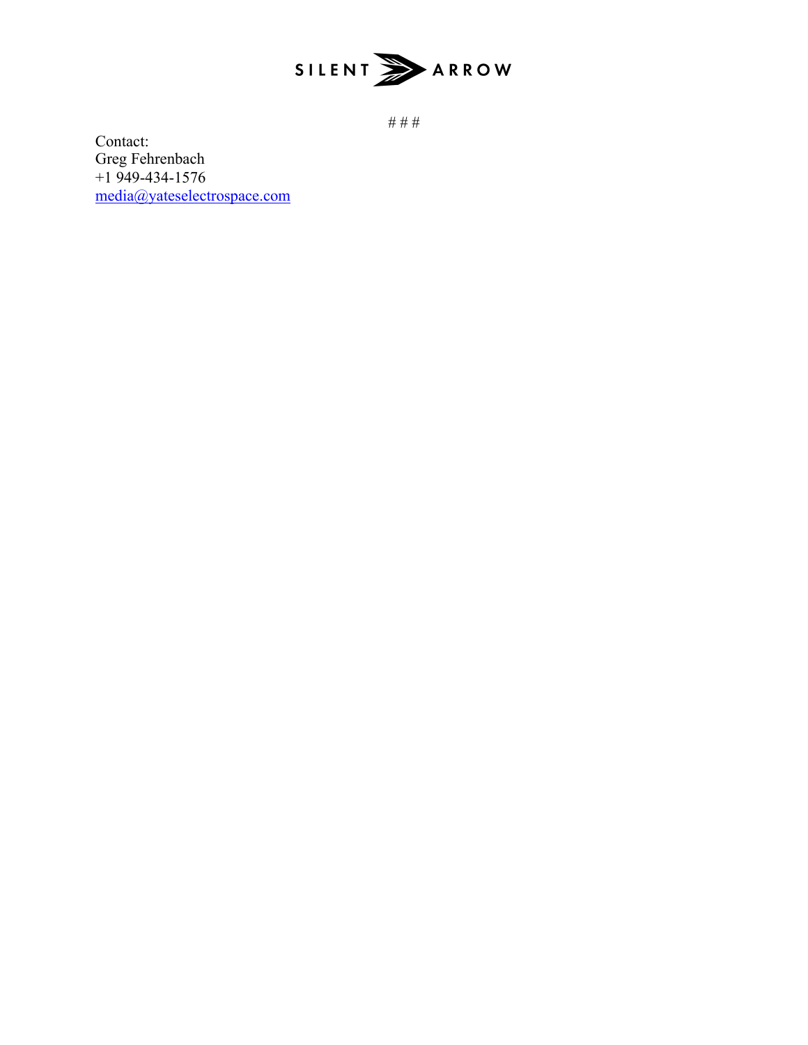SILENT ARROW

# # #

Contact:
Greg Fehrenbach
+1 949-434-1576
media@yateselectrospace.com